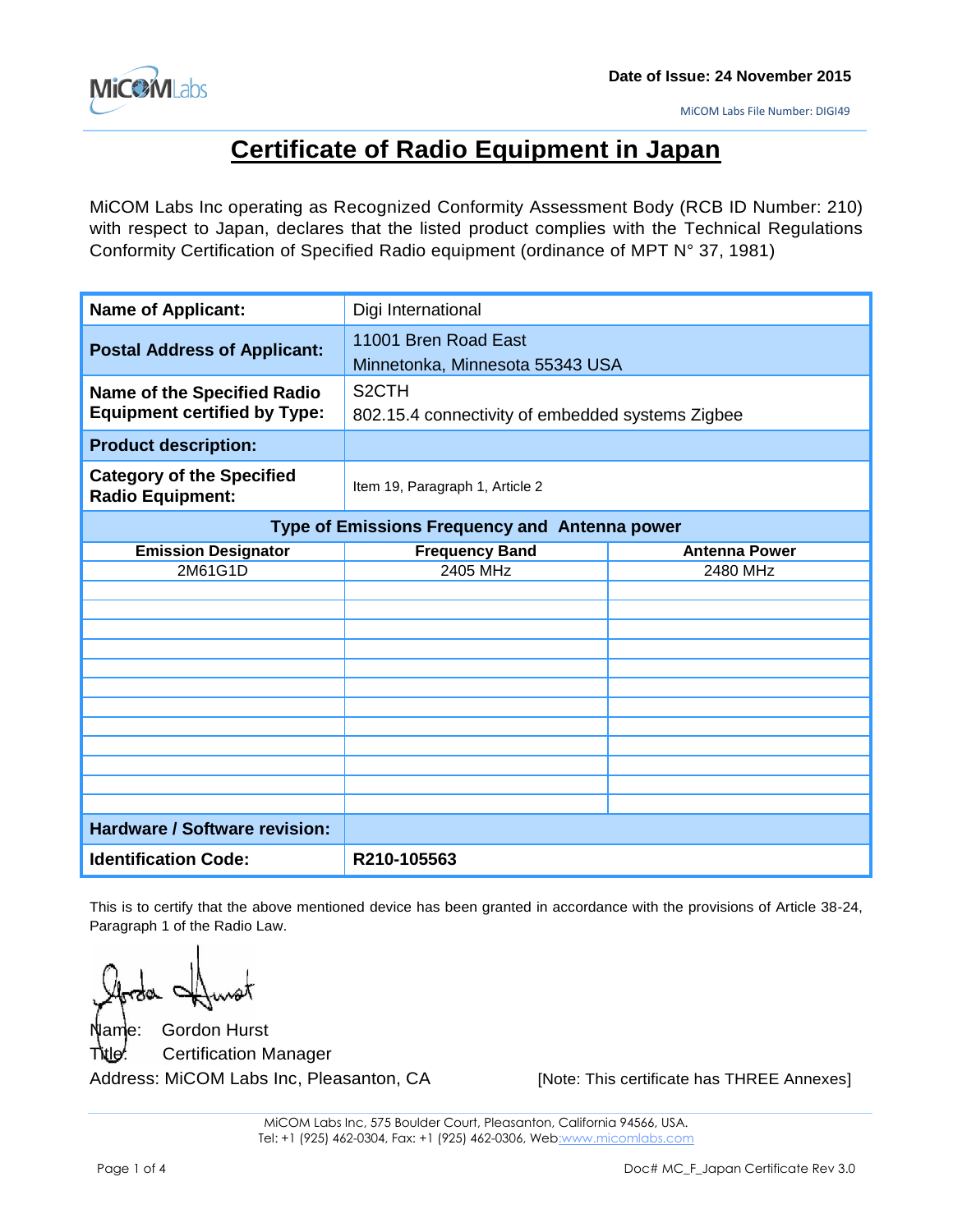Date of Issue: 24 November 2015

MiCOM Labs File Number: DIGI49

# Certificate of Radio Equipment in Japan

MiCOM Labs Inc operating as Recognized Conformity Assessment Body (RCB ID Number: 210) with respect to Japan, declares that the listed product complies with the Technical Regulations Conformity Certification of Specified Radio equipment (ordinance of MPT N° 37, 1981)

| **Name of Applicant:** | Digi International | |
|---|---|---|
| **Postal Address of Applicant:** | 11001 Bren Road East<br>Minnetonka, Minnesota 55343 USA | |
| **Name of the Specified Radio Equipment certified by Type:** | S2CTH<br>802.15.4 connectivity of embedded systems Zigbee | |
| **Product description:** | | |
| **Category of the Specified Radio Equipment:** | Item 19, Paragraph 1, Article 2 | |
| **Type of Emissions Frequency and Antenna power** | | |
| **Emission Designator** | **Frequency Band** | **Antenna Power** |
| 2M61G1D | 2405 MHz | 2480 MHz |
| **Hardware / Software revision:** | | |
| **Identification Code:** | **R210-105563** | |

This is to certify that the above mentioned device has been granted in accordance with the provisions of Article 38-24, Paragraph 1 of the Radio Law.

Name: Gordon Hurst

Title: Certification Manager

Address: MiCOM Labs Inc, Pleasanton, CA

[Note: This certificate has THREE Annexes]

MiCOM Labs Inc, 575 Boulder Court, Pleasanton, California 94566, USA.
Tel: +1 (925) 462-0304, Fax: +1 (925) 462-0306, Web: www.micomlabs.com

Doc# MC_F_Japan Certificate Rev 3.0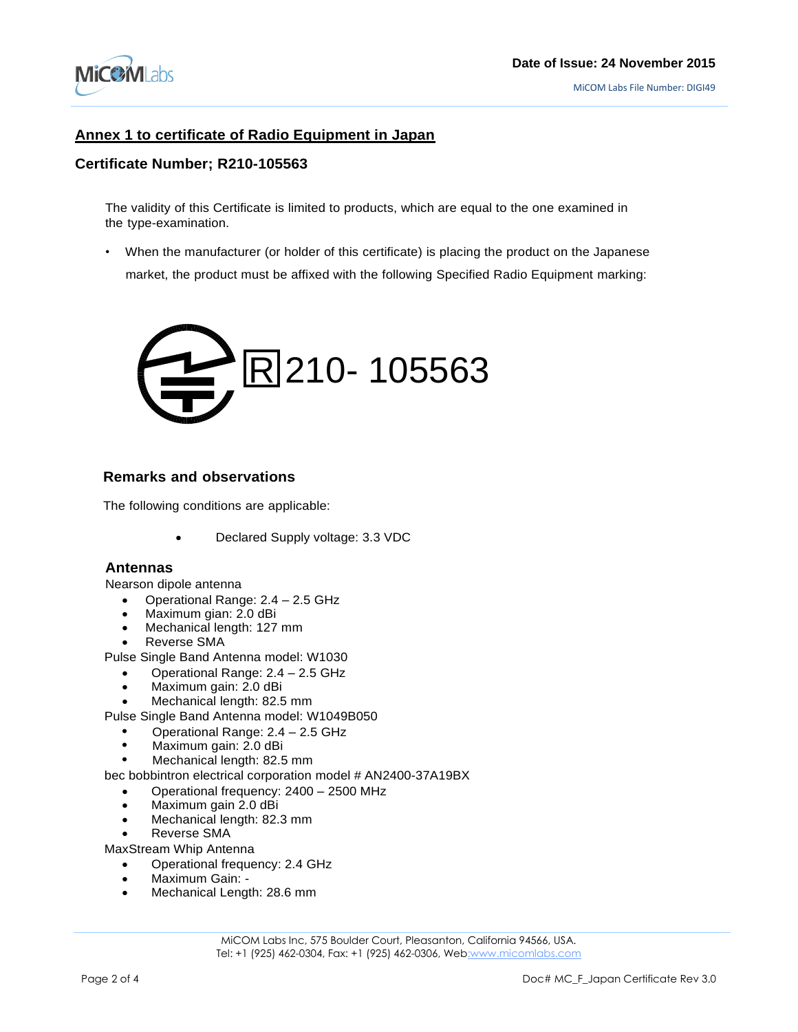## Annex 1 to certificate of Radio Equipment in Japan

### Certificate Number; R210-105563

The validity of this Certificate is limited to products, which are equal to the one examined in the type-examination.

- When the manufacturer (or holder of this certificate) is placing the product on the Japanese market, the product must be affixed with the following Specified Radio Equipment marking:

R 210- 105563

### Remarks and observations

The following conditions are applicable:

- Declared Supply voltage: 3.3 VDC

### Antennas

Nearson dipole antenna

- Operational Range: 2.4 – 2.5 GHz
- Maximum gian: 2.0 dBi
- Mechanical length: 127 mm
- Reverse SMA

Pulse Single Band Antenna model: W1030

- Operational Range: 2.4 – 2.5 GHz
- Maximum gain: 2.0 dBi
- Mechanical length: 82.5 mm

Pulse Single Band Antenna model: W1049B050

- Operational Range: 2.4 – 2.5 GHz
- Maximum gain: 2.0 dBi
- Mechanical length: 82.5 mm

bec bobbintron electrical corporation model # AN2400-37A19BX

- Operational frequency: 2400 – 2500 MHz
- Maximum gain 2.0 dBi
- Mechanical length: 82.3 mm
- Reverse SMA

MaxStream Whip Antenna

- Operational frequency: 2.4 GHz
- Maximum Gain: -
- Mechanical Length: 28.6 mm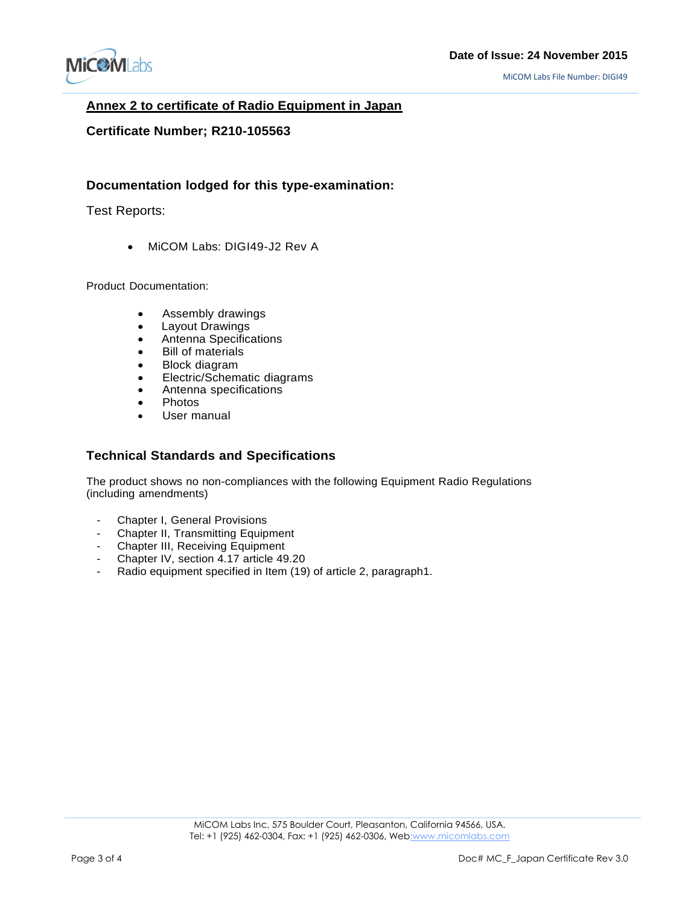## Annex 2 to certificate of Radio Equipment in Japan

**Certificate Number; R210-105563**

### Documentation lodged for this type-examination:

Test Reports:

- MiCOM Labs: DIGI49-J2 Rev A

Product Documentation:

- Assembly drawings
- Layout Drawings
- Antenna Specifications
- Bill of materials
- Block diagram
- Electric/Schematic diagrams
- Antenna specifications
- Photos
- User manual

### Technical Standards and Specifications

The product shows no non-compliances with the following Equipment Radio Regulations (including amendments)

- Chapter I, General Provisions
- Chapter II, Transmitting Equipment
- Chapter III, Receiving Equipment
- Chapter IV, section 4.17 article 49.20
- Radio equipment specified in Item (19) of article 2, paragraph1.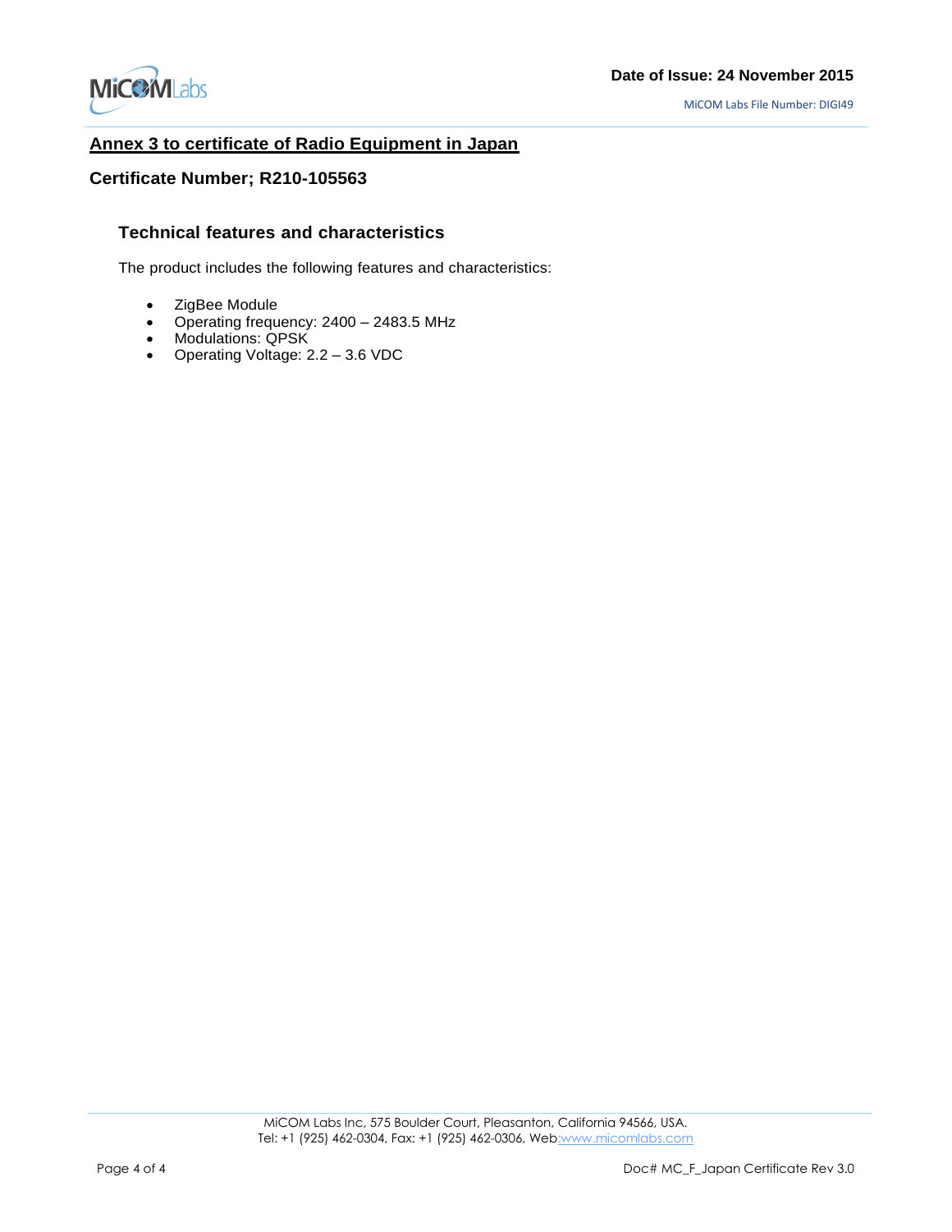## Annex 3 to certificate of Radio Equipment in Japan

### Certificate Number; R210-105563

### Technical features and characteristics

The product includes the following features and characteristics:

- ZigBee Module
- Operating frequency: 2400 – 2483.5 MHz
- Modulations: QPSK
- Operating Voltage: 2.2 – 3.6 VDC